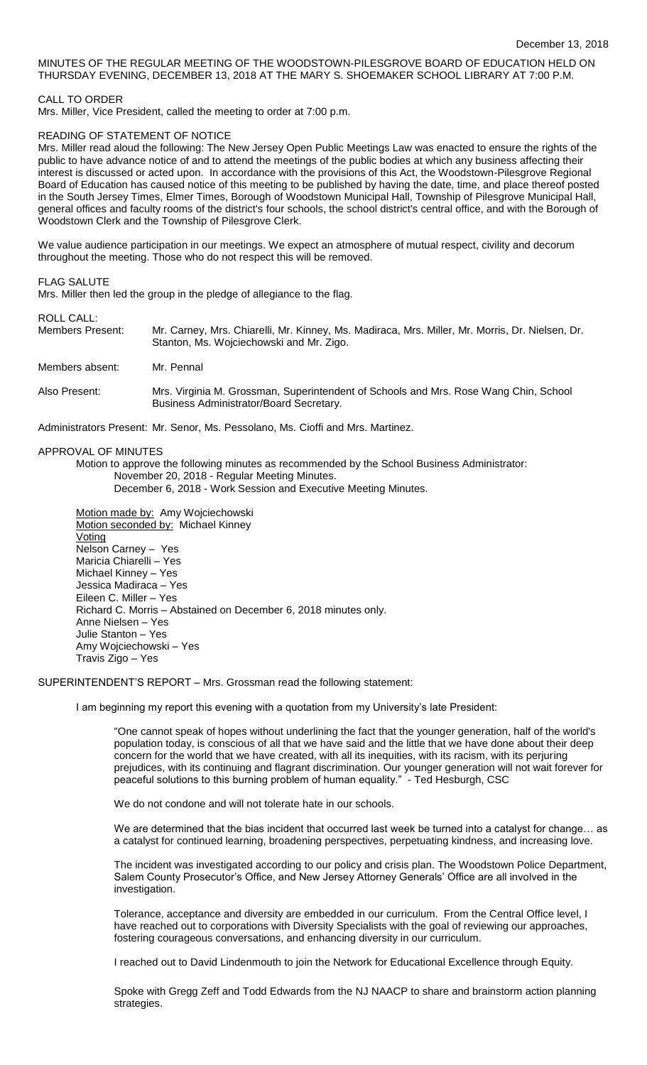December 13, 2018

MINUTES OF THE REGULAR MEETING OF THE WOODSTOWN-PILESGROVE BOARD OF EDUCATION HELD ON THURSDAY EVENING, DECEMBER 13, 2018 AT THE MARY S. SHOEMAKER SCHOOL LIBRARY AT 7:00 P.M.

CALL TO ORDER

Mrs. Miller, Vice President, called the meeting to order at 7:00 p.m.

READING OF STATEMENT OF NOTICE

Mrs. Miller read aloud the following: The New Jersey Open Public Meetings Law was enacted to ensure the rights of the public to have advance notice of and to attend the meetings of the public bodies at which any business affecting their interest is discussed or acted upon. In accordance with the provisions of this Act, the Woodstown-Pilesgrove Regional Board of Education has caused notice of this meeting to be published by having the date, time, and place thereof posted in the South Jersey Times, Elmer Times, Borough of Woodstown Municipal Hall, Township of Pilesgrove Municipal Hall, general offices and faculty rooms of the district's four schools, the school district's central office, and with the Borough of Woodstown Clerk and the Township of Pilesgrove Clerk.

We value audience participation in our meetings. We expect an atmosphere of mutual respect, civility and decorum throughout the meeting. Those who do not respect this will be removed.

FLAG SALUTE

Mrs. Miller then led the group in the pledge of allegiance to the flag.

ROLL CALL:

Members Present: Mr. Carney, Mrs. Chiarelli, Mr. Kinney, Ms. Madiraca, Mrs. Miller, Mr. Morris, Dr. Nielsen, Dr. Stanton, Ms. Wojciechowski and Mr. Zigo.

Members absent: Mr. Pennal

Also Present: Mrs. Virginia M. Grossman, Superintendent of Schools and Mrs. Rose Wang Chin, School Business Administrator/Board Secretary.

Administrators Present: Mr. Senor, Ms. Pessolano, Ms. Cioffi and Mrs. Martinez.

APPROVAL OF MINUTES

Motion to approve the following minutes as recommended by the School Business Administrator:
November 20, 2018 - Regular Meeting Minutes.
December 6, 2018 - Work Session and Executive Meeting Minutes.

Motion made by: Amy Wojciechowski
Motion seconded by: Michael Kinney
Voting
Nelson Carney – Yes
Maricia Chiarelli – Yes
Michael Kinney – Yes
Jessica Madiraca – Yes
Eileen C. Miller – Yes
Richard C. Morris – Abstained on December 6, 2018 minutes only.
Anne Nielsen – Yes
Julie Stanton – Yes
Amy Wojciechowski – Yes
Travis Zigo – Yes

SUPERINTENDENT'S REPORT – Mrs. Grossman read the following statement:

I am beginning my report this evening with a quotation from my University's late President:

"One cannot speak of hopes without underlining the fact that the younger generation, half of the world's population today, is conscious of all that we have said and the little that we have done about their deep concern for the world that we have created, with all its inequities, with its racism, with its perjuring prejudices, with its continuing and flagrant discrimination. Our younger generation will not wait forever for peaceful solutions to this burning problem of human equality." - Ted Hesburgh, CSC

We do not condone and will not tolerate hate in our schools.

We are determined that the bias incident that occurred last week be turned into a catalyst for change… as a catalyst for continued learning, broadening perspectives, perpetuating kindness, and increasing love.

The incident was investigated according to our policy and crisis plan. The Woodstown Police Department, Salem County Prosecutor's Office, and New Jersey Attorney Generals' Office are all involved in the investigation.

Tolerance, acceptance and diversity are embedded in our curriculum. From the Central Office level, I have reached out to corporations with Diversity Specialists with the goal of reviewing our approaches, fostering courageous conversations, and enhancing diversity in our curriculum.

I reached out to David Lindenmouth to join the Network for Educational Excellence through Equity.

Spoke with Gregg Zeff and Todd Edwards from the NJ NAACP to share and brainstorm action planning strategies.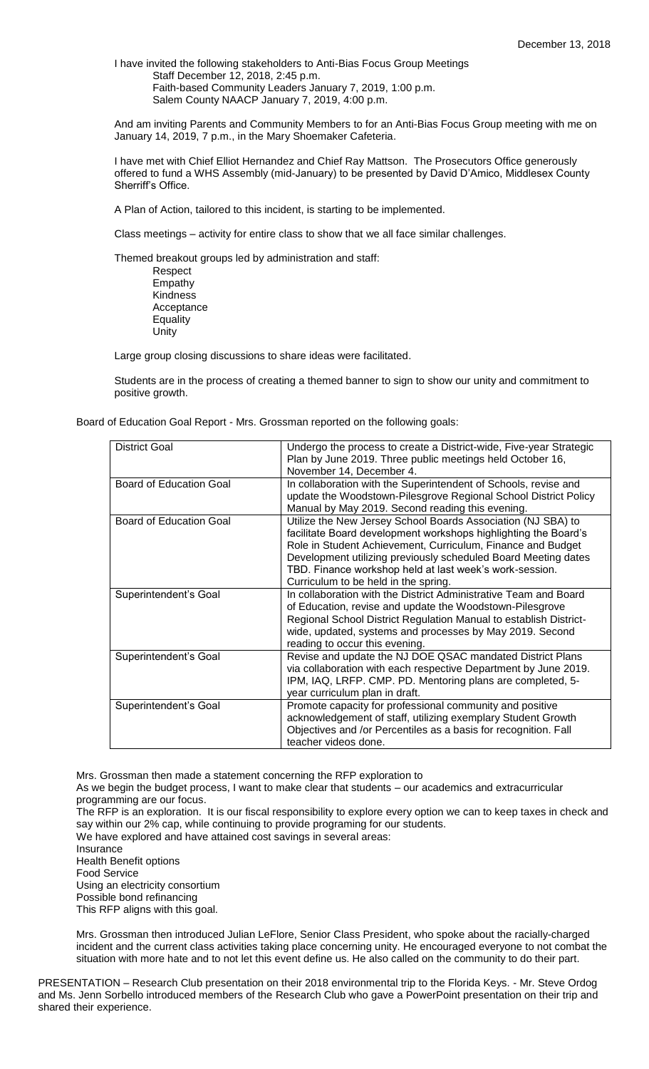I have invited the following stakeholders to Anti-Bias Focus Group Meetings

- Staff December 12, 2018, 2:45 p.m.
- Faith-based Community Leaders January 7, 2019, 1:00 p.m.
- Salem County NAACP January 7, 2019, 4:00 p.m.

And am inviting Parents and Community Members to for an Anti-Bias Focus Group meeting with me on January 14, 2019, 7 p.m., in the Mary Shoemaker Cafeteria.

I have met with Chief Elliot Hernandez and Chief Ray Mattson. The Prosecutors Office generously offered to fund a WHS Assembly (mid-January) to be presented by David D'Amico, Middlesex County Sherriff's Office.

A Plan of Action, tailored to this incident, is starting to be implemented.

Class meetings – activity for entire class to show that we all face similar challenges.

Themed breakout groups led by administration and staff:

- Respect
- Empathy
- Kindness
- Acceptance
- Equality
- Unity

Large group closing discussions to share ideas were facilitated.

Students are in the process of creating a themed banner to sign to show our unity and commitment to positive growth.

Board of Education Goal Report - Mrs. Grossman reported on the following goals:

| District Goal | Undergo the process to create a District-wide, Five-year Strategic Plan by June 2019. Three public meetings held October 16, November 14, December 4. |
|---|---|
| Board of Education Goal | In collaboration with the Superintendent of Schools, revise and update the Woodstown-Pilesgrove Regional School District Policy Manual by May 2019. Second reading this evening. |
| Board of Education Goal | Utilize the New Jersey School Boards Association (NJ SBA) to facilitate Board development workshops highlighting the Board's Role in Student Achievement, Curriculum, Finance and Budget Development utilizing previously scheduled Board Meeting dates TBD. Finance workshop held at last week's work-session. Curriculum to be held in the spring. |
| Superintendent's Goal | In collaboration with the District Administrative Team and Board of Education, revise and update the Woodstown-Pilesgrove Regional School District Regulation Manual to establish District-wide, updated, systems and processes by May 2019. Second reading to occur this evening. |
| Superintendent's Goal | Revise and update the NJ DOE QSAC mandated District Plans via collaboration with each respective Department by June 2019. IPM, IAQ, LRFP. CMP. PD. Mentoring plans are completed, 5-year curriculum plan in draft. |
| Superintendent's Goal | Promote capacity for professional community and positive acknowledgement of staff, utilizing exemplary Student Growth Objectives and /or Percentiles as a basis for recognition. Fall teacher videos done. |

Mrs. Grossman then made a statement concerning the RFP exploration to

As we begin the budget process, I want to make clear that students – our academics and extracurricular programming are our focus.

The RFP is an exploration. It is our fiscal responsibility to explore every option we can to keep taxes in check and say within our 2% cap, while continuing to provide programing for our students.

We have explored and have attained cost savings in several areas:

- Insurance
- Health Benefit options
- Food Service
- Using an electricity consortium
- Possible bond refinancing

This RFP aligns with this goal.

Mrs. Grossman then introduced Julian LeFlore, Senior Class President, who spoke about the racially-charged incident and the current class activities taking place concerning unity. He encouraged everyone to not combat the situation with more hate and to not let this event define us. He also called on the community to do their part.

PRESENTATION – Research Club presentation on their 2018 environmental trip to the Florida Keys. - Mr. Steve Ordog and Ms. Jenn Sorbello introduced members of the Research Club who gave a PowerPoint presentation on their trip and shared their experience.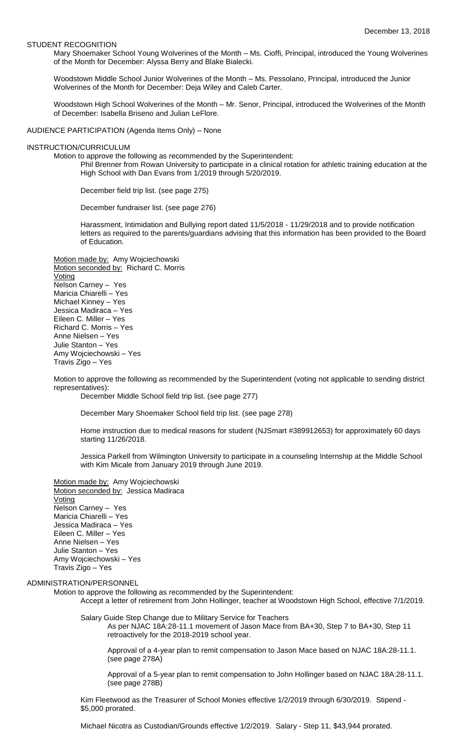December 13, 2018

STUDENT RECOGNITION

Mary Shoemaker School Young Wolverines of the Month – Ms. Cioffi, Principal, introduced the Young Wolverines of the Month for December: Alyssa Berry and Blake Bialecki.

Woodstown Middle School Junior Wolverines of the Month – Ms. Pessolano, Principal, introduced the Junior Wolverines of the Month for December: Deja Wiley and Caleb Carter.

Woodstown High School Wolverines of the Month – Mr. Senor, Principal, introduced the Wolverines of the Month of December: Isabella Briseno and Julian LeFlore.

AUDIENCE PARTICIPATION (Agenda Items Only) – None

INSTRUCTION/CURRICULUM

Motion to approve the following as recommended by the Superintendent:

Phil Brenner from Rowan University to participate in a clinical rotation for athletic training education at the High School with Dan Evans from 1/2019 through 5/20/2019.

December field trip list. (see page 275)

December fundraiser list. (see page 276)

Harassment, Intimidation and Bullying report dated 11/5/2018 - 11/29/2018 and to provide notification letters as required to the parents/guardians advising that this information has been provided to the Board of Education.

Motion made by: Amy Wojciechowski
Motion seconded by: Richard C. Morris
Voting
Nelson Carney – Yes
Maricia Chiarelli – Yes
Michael Kinney – Yes
Jessica Madiraca – Yes
Eileen C. Miller – Yes
Richard C. Morris – Yes
Anne Nielsen – Yes
Julie Stanton – Yes
Amy Wojciechowski – Yes
Travis Zigo – Yes

Motion to approve the following as recommended by the Superintendent (voting not applicable to sending district representatives):

December Middle School field trip list. (see page 277)

December Mary Shoemaker School field trip list. (see page 278)

Home instruction due to medical reasons for student (NJSmart #389912653) for approximately 60 days starting 11/26/2018.

Jessica Parkell from Wilmington University to participate in a counseling Internship at the Middle School with Kim Micale from January 2019 through June 2019.

Motion made by: Amy Wojciechowski
Motion seconded by: Jessica Madiraca
Voting
Nelson Carney – Yes
Maricia Chiarelli – Yes
Jessica Madiraca – Yes
Eileen C. Miller – Yes
Anne Nielsen – Yes
Julie Stanton – Yes
Amy Wojciechowski – Yes
Travis Zigo – Yes

ADMINISTRATION/PERSONNEL

Motion to approve the following as recommended by the Superintendent:

Accept a letter of retirement from John Hollinger, teacher at Woodstown High School, effective 7/1/2019.

Salary Guide Step Change due to Military Service for Teachers

As per NJAC 18A:28-11.1 movement of Jason Mace from BA+30, Step 7 to BA+30, Step 11 retroactively for the 2018-2019 school year.

Approval of a 4-year plan to remit compensation to Jason Mace based on NJAC 18A:28-11.1. (see page 278A)

Approval of a 5-year plan to remit compensation to John Hollinger based on NJAC 18A:28-11.1. (see page 278B)

Kim Fleetwood as the Treasurer of School Monies effective 1/2/2019 through 6/30/2019. Stipend - \$5,000 prorated.

Michael Nicotra as Custodian/Grounds effective 1/2/2019. Salary - Step 11, \$43,944 prorated.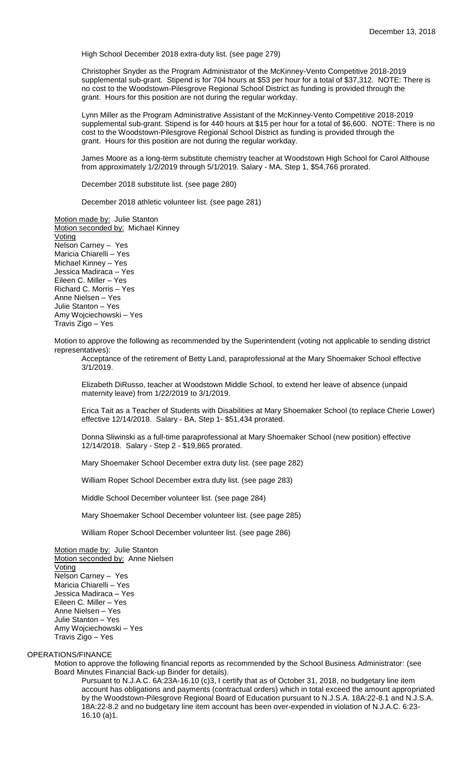High School December 2018 extra-duty list. (see page 279)

Christopher Snyder as the Program Administrator of the McKinney-Vento Competitive 2018-2019 supplemental sub-grant. Stipend is for 704 hours at $53 per hour for a total of $37,312. NOTE: There is no cost to the Woodstown-Pilesgrove Regional School District as funding is provided through the grant. Hours for this position are not during the regular workday.

Lynn Miller as the Program Administrative Assistant of the McKinney-Vento Competitive 2018-2019 supplemental sub-grant. Stipend is for 440 hours at $15 per hour for a total of $6,600. NOTE: There is no cost to the Woodstown-Pilesgrove Regional School District as funding is provided through the grant. Hours for this position are not during the regular workday.

James Moore as a long-term substitute chemistry teacher at Woodstown High School for Carol Althouse from approximately 1/2/2019 through 5/1/2019. Salary - MA, Step 1, $54,766 prorated.

December 2018 substitute list. (see page 280)

December 2018 athletic volunteer list. (see page 281)

Motion made by: Julie Stanton
Motion seconded by: Michael Kinney
Voting
Nelson Carney – Yes
Maricia Chiarelli – Yes
Michael Kinney – Yes
Jessica Madiraca – Yes
Eileen C. Miller – Yes
Richard C. Morris – Yes
Anne Nielsen – Yes
Julie Stanton – Yes
Amy Wojciechowski – Yes
Travis Zigo – Yes

Motion to approve the following as recommended by the Superintendent (voting not applicable to sending district representatives):

Acceptance of the retirement of Betty Land, paraprofessional at the Mary Shoemaker School effective 3/1/2019.

Elizabeth DiRusso, teacher at Woodstown Middle School, to extend her leave of absence (unpaid maternity leave) from 1/22/2019 to 3/1/2019.

Erica Tait as a Teacher of Students with Disabilities at Mary Shoemaker School (to replace Cherie Lower) effective 12/14/2018. Salary - BA, Step 1- $51,434 prorated.

Donna Sliwinski as a full-time paraprofessional at Mary Shoemaker School (new position) effective 12/14/2018. Salary - Step 2 - $19,865 prorated.

Mary Shoemaker School December extra duty list. (see page 282)

William Roper School December extra duty list. (see page 283)

Middle School December volunteer list. (see page 284)

Mary Shoemaker School December volunteer list. (see page 285)

William Roper School December volunteer list. (see page 286)

Motion made by: Julie Stanton
Motion seconded by: Anne Nielsen
Voting
Nelson Carney – Yes
Maricia Chiarelli – Yes
Jessica Madiraca – Yes
Eileen C. Miller – Yes
Anne Nielsen – Yes
Julie Stanton – Yes
Amy Wojciechowski – Yes
Travis Zigo – Yes

OPERATIONS/FINANCE

Motion to approve the following financial reports as recommended by the School Business Administrator: (see Board Minutes Financial Back-up Binder for details).

Pursuant to N.J.A.C. 6A:23A-16.10 (c)3, I certify that as of October 31, 2018, no budgetary line item account has obligations and payments (contractual orders) which in total exceed the amount appropriated by the Woodstown-Pilesgrove Regional Board of Education pursuant to N.J.S.A. 18A:22-8.1 and N.J.S.A. 18A:22-8.2 and no budgetary line item account has been over-expended in violation of N.J.A.C. 6:23-16.10 (a)1.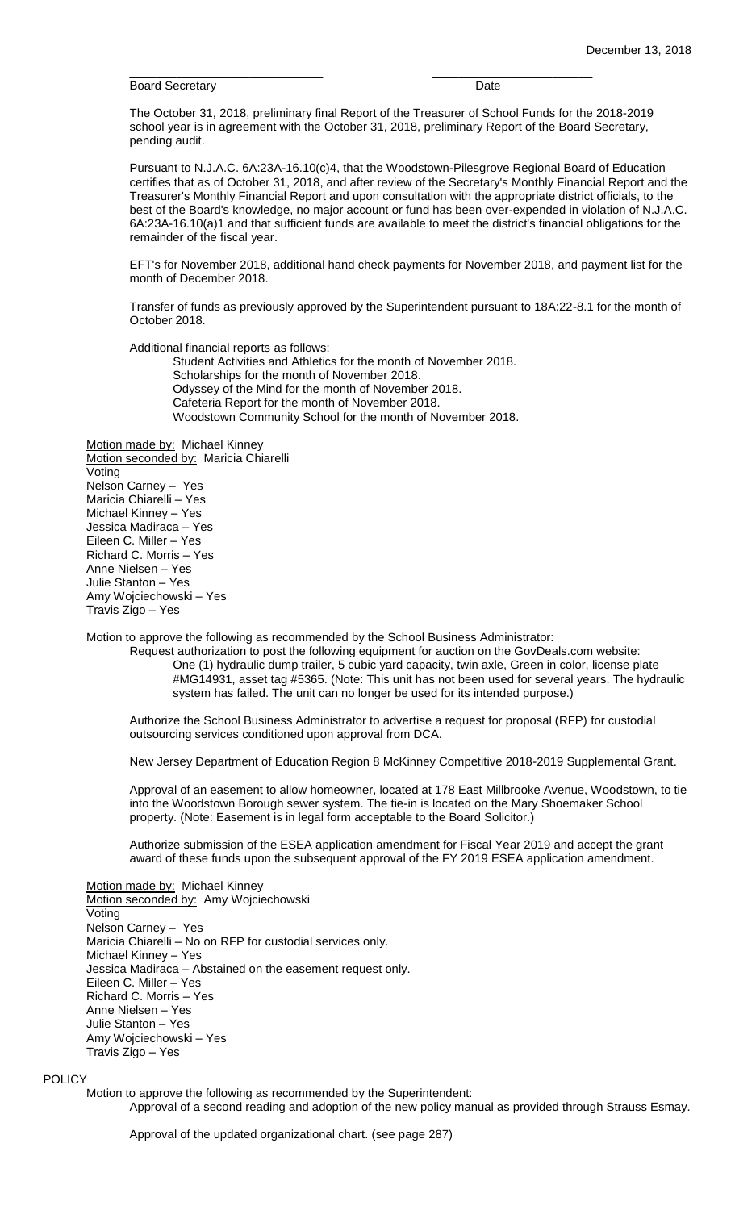\_\_\_\_\_\_\_\_\_\_\_\_\_\_\_\_\_\_\_\_\_\_\_\_\_\_\_\_\_\_ \_\_\_\_\_\_\_\_\_\_\_\_\_\_\_\_\_\_\_\_\_\_\_\_\_\_

Board Secretary Date

The October 31, 2018, preliminary final Report of the Treasurer of School Funds for the 2018-2019 school year is in agreement with the October 31, 2018, preliminary Report of the Board Secretary, pending audit.

Pursuant to N.J.A.C. 6A:23A-16.10(c)4, that the Woodstown-Pilesgrove Regional Board of Education certifies that as of October 31, 2018, and after review of the Secretary's Monthly Financial Report and the Treasurer's Monthly Financial Report and upon consultation with the appropriate district officials, to the best of the Board's knowledge, no major account or fund has been over-expended in violation of N.J.A.C. 6A:23A-16.10(a)1 and that sufficient funds are available to meet the district's financial obligations for the remainder of the fiscal year.

EFT's for November 2018, additional hand check payments for November 2018, and payment list for the month of December 2018.

Transfer of funds as previously approved by the Superintendent pursuant to 18A:22-8.1 for the month of October 2018.

Additional financial reports as follows:

Student Activities and Athletics for the month of November 2018.
Scholarships for the month of November 2018.
Odyssey of the Mind for the month of November 2018.
Cafeteria Report for the month of November 2018.
Woodstown Community School for the month of November 2018.

Motion made by: Michael Kinney
Motion seconded by: Maricia Chiarelli
Voting
Nelson Carney – Yes
Maricia Chiarelli – Yes
Michael Kinney – Yes
Jessica Madiraca – Yes
Eileen C. Miller – Yes
Richard C. Morris – Yes
Anne Nielsen – Yes
Julie Stanton – Yes
Amy Wojciechowski – Yes
Travis Zigo – Yes

Motion to approve the following as recommended by the School Business Administrator:

Request authorization to post the following equipment for auction on the GovDeals.com website:

One (1) hydraulic dump trailer, 5 cubic yard capacity, twin axle, Green in color, license plate #MG14931, asset tag #5365. (Note: This unit has not been used for several years. The hydraulic system has failed. The unit can no longer be used for its intended purpose.)

Authorize the School Business Administrator to advertise a request for proposal (RFP) for custodial outsourcing services conditioned upon approval from DCA.

New Jersey Department of Education Region 8 McKinney Competitive 2018-2019 Supplemental Grant.

Approval of an easement to allow homeowner, located at 178 East Millbrooke Avenue, Woodstown, to tie into the Woodstown Borough sewer system. The tie-in is located on the Mary Shoemaker School property. (Note: Easement is in legal form acceptable to the Board Solicitor.)

Authorize submission of the ESEA application amendment for Fiscal Year 2019 and accept the grant award of these funds upon the subsequent approval of the FY 2019 ESEA application amendment.

Motion made by: Michael Kinney
Motion seconded by: Amy Wojciechowski
Voting
Nelson Carney – Yes
Maricia Chiarelli – No on RFP for custodial services only.
Michael Kinney – Yes
Jessica Madiraca – Abstained on the easement request only.
Eileen C. Miller – Yes
Richard C. Morris – Yes
Anne Nielsen – Yes
Julie Stanton – Yes
Amy Wojciechowski – Yes
Travis Zigo – Yes

POLICY

Motion to approve the following as recommended by the Superintendent:

Approval of a second reading and adoption of the new policy manual as provided through Strauss Esmay.

Approval of the updated organizational chart. (see page 287)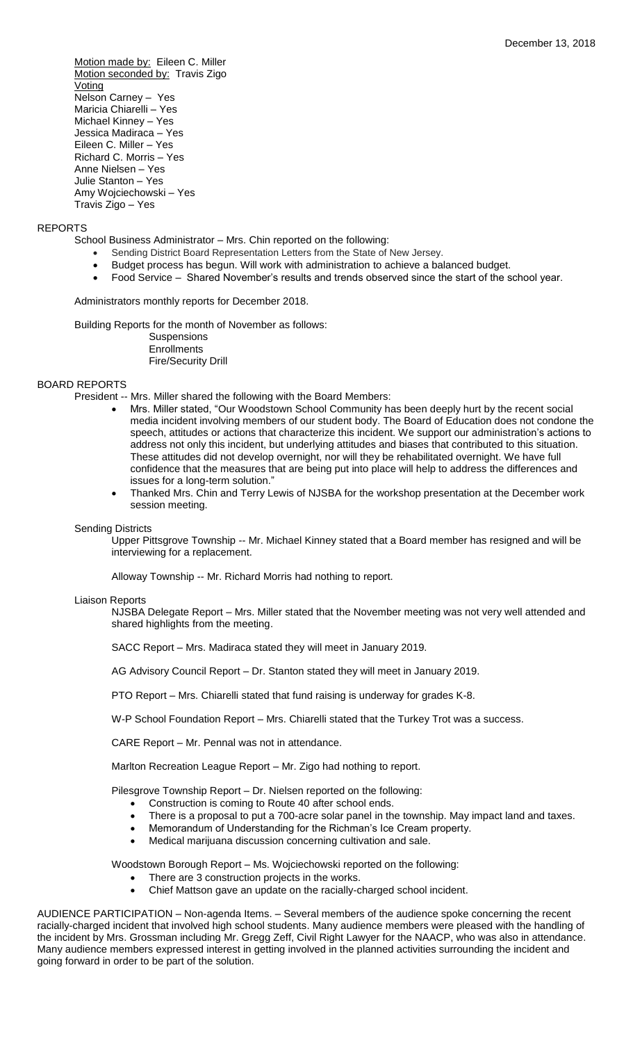December 13, 2018

Motion made by: Eileen C. Miller
Motion seconded by: Travis Zigo
Voting
Nelson Carney – Yes
Maricia Chiarelli – Yes
Michael Kinney – Yes
Jessica Madiraca – Yes
Eileen C. Miller – Yes
Richard C. Morris – Yes
Anne Nielsen – Yes
Julie Stanton – Yes
Amy Wojciechowski – Yes
Travis Zigo – Yes

## REPORTS

School Business Administrator – Mrs. Chin reported on the following:

- Sending District Board Representation Letters from the State of New Jersey.
- Budget process has begun. Will work with administration to achieve a balanced budget.
- Food Service – Shared November's results and trends observed since the start of the school year.

Administrators monthly reports for December 2018.

Building Reports for the month of November as follows:

Suspensions
Enrollments
Fire/Security Drill

## BOARD REPORTS

President -- Mrs. Miller shared the following with the Board Members:

- Mrs. Miller stated, "Our Woodstown School Community has been deeply hurt by the recent social media incident involving members of our student body. The Board of Education does not condone the speech, attitudes or actions that characterize this incident. We support our administration's actions to address not only this incident, but underlying attitudes and biases that contributed to this situation. These attitudes did not develop overnight, nor will they be rehabilitated overnight. We have full confidence that the measures that are being put into place will help to address the differences and issues for a long-term solution."
- Thanked Mrs. Chin and Terry Lewis of NJSBA for the workshop presentation at the December work session meeting.

Sending Districts

Upper Pittsgrove Township -- Mr. Michael Kinney stated that a Board member has resigned and will be interviewing for a replacement.

Alloway Township -- Mr. Richard Morris had nothing to report.

Liaison Reports

NJSBA Delegate Report – Mrs. Miller stated that the November meeting was not very well attended and shared highlights from the meeting.

SACC Report – Mrs. Madiraca stated they will meet in January 2019.

AG Advisory Council Report – Dr. Stanton stated they will meet in January 2019.

PTO Report – Mrs. Chiarelli stated that fund raising is underway for grades K-8.

W-P School Foundation Report – Mrs. Chiarelli stated that the Turkey Trot was a success.

CARE Report – Mr. Pennal was not in attendance.

Marlton Recreation League Report – Mr. Zigo had nothing to report.

Pilesgrove Township Report – Dr. Nielsen reported on the following:

- Construction is coming to Route 40 after school ends.
- There is a proposal to put a 700-acre solar panel in the township. May impact land and taxes.
- Memorandum of Understanding for the Richman's Ice Cream property.
- Medical marijuana discussion concerning cultivation and sale.

Woodstown Borough Report – Ms. Wojciechowski reported on the following:

- There are 3 construction projects in the works.
- Chief Mattson gave an update on the racially-charged school incident.

AUDIENCE PARTICIPATION – Non-agenda Items. – Several members of the audience spoke concerning the recent racially-charged incident that involved high school students. Many audience members were pleased with the handling of the incident by Mrs. Grossman including Mr. Gregg Zeff, Civil Right Lawyer for the NAACP, who was also in attendance. Many audience members expressed interest in getting involved in the planned activities surrounding the incident and going forward in order to be part of the solution.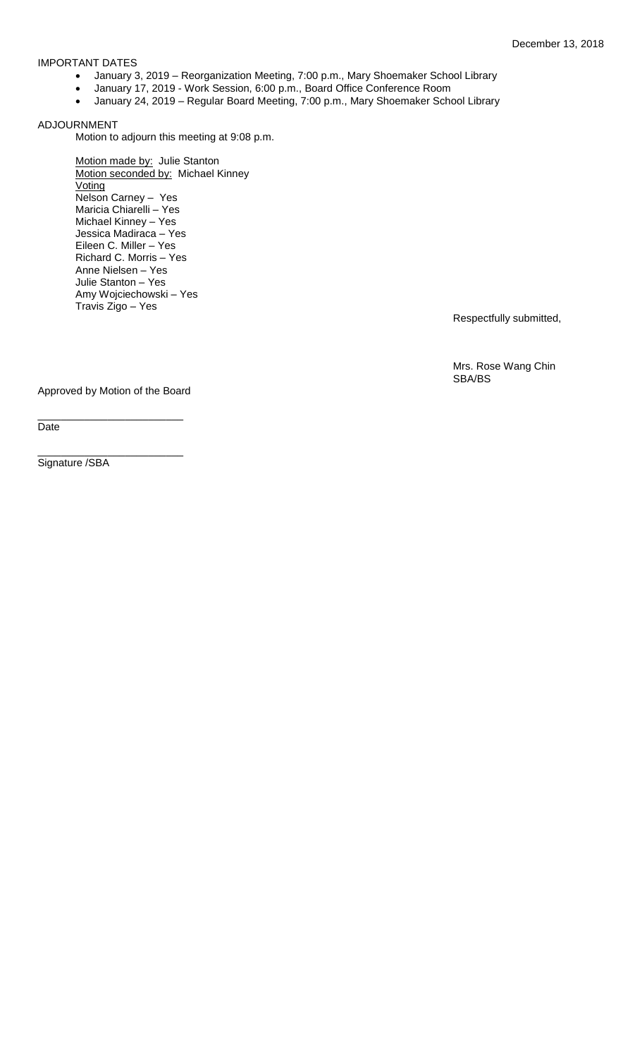December 13, 2018

IMPORTANT DATES

- January 3, 2019 – Reorganization Meeting, 7:00 p.m., Mary Shoemaker School Library
- January 17, 2019 - Work Session, 6:00 p.m., Board Office Conference Room
- January 24, 2019 – Regular Board Meeting, 7:00 p.m., Mary Shoemaker School Library

ADJOURNMENT

Motion to adjourn this meeting at 9:08 p.m.

Motion made by: Julie Stanton
Motion seconded by: Michael Kinney
Voting
Nelson Carney – Yes
Maricia Chiarelli – Yes
Michael Kinney – Yes
Jessica Madiraca – Yes
Eileen C. Miller – Yes
Richard C. Morris – Yes
Anne Nielsen – Yes
Julie Stanton – Yes
Amy Wojciechowski – Yes
Travis Zigo – Yes

Respectfully submitted,

Mrs. Rose Wang Chin
SBA/BS

Approved by Motion of the Board

\_\_\_\_\_\_\_\_\_\_\_\_\_\_\_\_\_\_\_\_\_\_\_\_\_
Date

\_\_\_\_\_\_\_\_\_\_\_\_\_\_\_\_\_\_\_\_\_\_\_\_\_
Signature /SBA